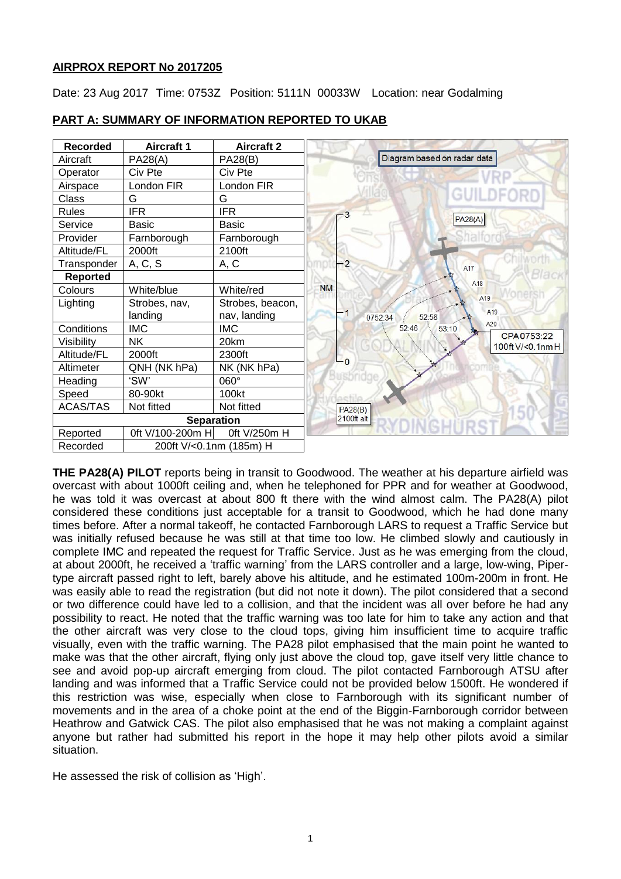## AIRPROX REPORT No 2017205

Date: 23 Aug 2017 Time: 0753Z Position: 5111N 00033W Location: near Godalming

## PART A: SUMMARY OF INFORMATION REPORTED TO UKAB

| Recorded | Aircraft 1 | Aircraft 2 |
|---|---|---|
| Aircraft | PA28(A) | PA28(B) |
| Operator | Civ Pte | Civ Pte |
| Airspace | London FIR | London FIR |
| Class | G | G |
| Rules | IFR | IFR |
| Service | Basic | Basic |
| Provider | Farnborough | Farnborough |
| Altitude/FL | 2000ft | 2100ft |
| Transponder | A, C, S | A, C |
| **Reported** | | |
| Colours | White/blue | White/red |
| Lighting | Strobes, nav, landing | Strobes, beacon, nav, landing |
| Conditions | IMC | IMC |
| Visibility | NK | 20km |
| Altitude/FL | 2000ft | 2300ft |
| Altimeter | QNH (NK hPa) | NK (NK hPa) |
| Heading | 'SW' | 060° |
| Speed | 80-90kt | 100kt |
| ACAS/TAS | Not fitted | Not fitted |
| **Separation** | | |
| Reported | 0ft V/100-200m H | 0ft V/250m H |
| Recorded | 200ft V/<0.1nm (185m) H | |

Diagram based on radar data

**THE PA28(A) PILOT** reports being in transit to Goodwood. The weather at his departure airfield was overcast with about 1000ft ceiling and, when he telephoned for PPR and for weather at Goodwood, he was told it was overcast at about 800 ft there with the wind almost calm. The PA28(A) pilot considered these conditions just acceptable for a transit to Goodwood, which he had done many times before. After a normal takeoff, he contacted Farnborough LARS to request a Traffic Service but was initially refused because he was still at that time too low. He climbed slowly and cautiously in complete IMC and repeated the request for Traffic Service. Just as he was emerging from the cloud, at about 2000ft, he received a 'traffic warning' from the LARS controller and a large, low-wing, Piper-type aircraft passed right to left, barely above his altitude, and he estimated 100m-200m in front. He was easily able to read the registration (but did not note it down). The pilot considered that a second or two difference could have led to a collision, and that the incident was all over before he had any possibility to react. He noted that the traffic warning was too late for him to take any action and that the other aircraft was very close to the cloud tops, giving him insufficient time to acquire traffic visually, even with the traffic warning. The PA28 pilot emphasised that the main point he wanted to make was that the other aircraft, flying only just above the cloud top, gave itself very little chance to see and avoid pop-up aircraft emerging from cloud. The pilot contacted Farnborough ATSU after landing and was informed that a Traffic Service could not be provided below 1500ft. He wondered if this restriction was wise, especially when close to Farnborough with its significant number of movements and in the area of a choke point at the end of the Biggin-Farnborough corridor between Heathrow and Gatwick CAS. The pilot also emphasised that he was not making a complaint against anyone but rather had submitted his report in the hope it may help other pilots avoid a similar situation.

He assessed the risk of collision as 'High'.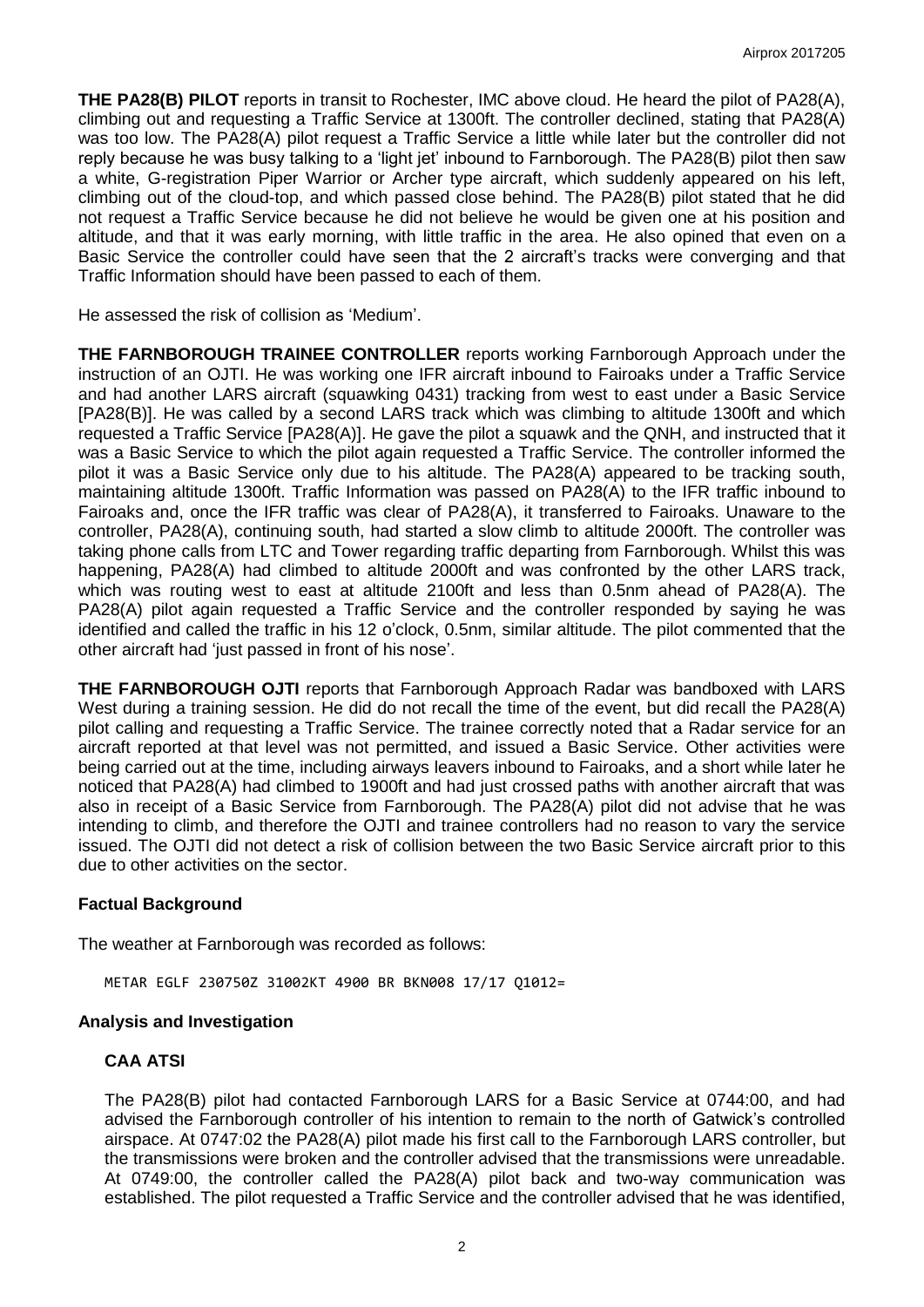**THE PA28(B) PILOT** reports in transit to Rochester, IMC above cloud. He heard the pilot of PA28(A), climbing out and requesting a Traffic Service at 1300ft. The controller declined, stating that PA28(A) was too low. The PA28(A) pilot request a Traffic Service a little while later but the controller did not reply because he was busy talking to a 'light jet' inbound to Farnborough. The PA28(B) pilot then saw a white, G-registration Piper Warrior or Archer type aircraft, which suddenly appeared on his left, climbing out of the cloud-top, and which passed close behind. The PA28(B) pilot stated that he did not request a Traffic Service because he did not believe he would be given one at his position and altitude, and that it was early morning, with little traffic in the area. He also opined that even on a Basic Service the controller could have seen that the 2 aircraft's tracks were converging and that Traffic Information should have been passed to each of them.

He assessed the risk of collision as 'Medium'.

**THE FARNBOROUGH TRAINEE CONTROLLER** reports working Farnborough Approach under the instruction of an OJTI. He was working one IFR aircraft inbound to Fairoaks under a Traffic Service and had another LARS aircraft (squawking 0431) tracking from west to east under a Basic Service [PA28(B)]. He was called by a second LARS track which was climbing to altitude 1300ft and which requested a Traffic Service [PA28(A)]. He gave the pilot a squawk and the QNH, and instructed that it was a Basic Service to which the pilot again requested a Traffic Service. The controller informed the pilot it was a Basic Service only due to his altitude. The PA28(A) appeared to be tracking south, maintaining altitude 1300ft. Traffic Information was passed on PA28(A) to the IFR traffic inbound to Fairoaks and, once the IFR traffic was clear of PA28(A), it transferred to Fairoaks. Unaware to the controller, PA28(A), continuing south, had started a slow climb to altitude 2000ft. The controller was taking phone calls from LTC and Tower regarding traffic departing from Farnborough. Whilst this was happening, PA28(A) had climbed to altitude 2000ft and was confronted by the other LARS track, which was routing west to east at altitude 2100ft and less than 0.5nm ahead of PA28(A). The PA28(A) pilot again requested a Traffic Service and the controller responded by saying he was identified and called the traffic in his 12 o'clock, 0.5nm, similar altitude. The pilot commented that the other aircraft had 'just passed in front of his nose'.

**THE FARNBOROUGH OJTI** reports that Farnborough Approach Radar was bandboxed with LARS West during a training session. He did do not recall the time of the event, but did recall the PA28(A) pilot calling and requesting a Traffic Service. The trainee correctly noted that a Radar service for an aircraft reported at that level was not permitted, and issued a Basic Service. Other activities were being carried out at the time, including airways leavers inbound to Fairoaks, and a short while later he noticed that PA28(A) had climbed to 1900ft and had just crossed paths with another aircraft that was also in receipt of a Basic Service from Farnborough. The PA28(A) pilot did not advise that he was intending to climb, and therefore the OJTI and trainee controllers had no reason to vary the service issued. The OJTI did not detect a risk of collision between the two Basic Service aircraft prior to this due to other activities on the sector.

## Factual Background

The weather at Farnborough was recorded as follows:

```
METAR EGLF 230750Z 31002KT 4900 BR BKN008 17/17 Q1012=
```

## Analysis and Investigation

### CAA ATSI

The PA28(B) pilot had contacted Farnborough LARS for a Basic Service at 0744:00, and had advised the Farnborough controller of his intention to remain to the north of Gatwick's controlled airspace. At 0747:02 the PA28(A) pilot made his first call to the Farnborough LARS controller, but the transmissions were broken and the controller advised that the transmissions were unreadable. At 0749:00, the controller called the PA28(A) pilot back and two-way communication was established. The pilot requested a Traffic Service and the controller advised that he was identified,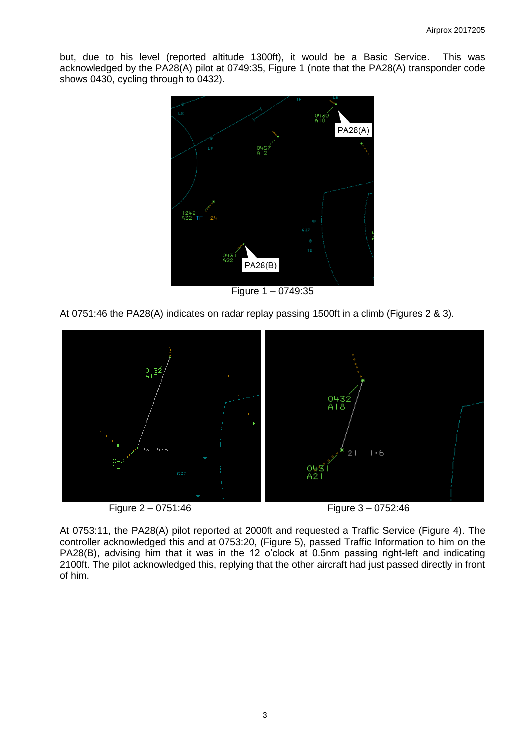but, due to his level (reported altitude 1300ft), it would be a Basic Service. This was acknowledged by the PA28(A) pilot at 0749:35, Figure 1 (note that the PA28(A) transponder code shows 0430, cycling through to 0432).

Figure 1 – 0749:35

At 0751:46 the PA28(A) indicates on radar replay passing 1500ft in a climb (Figures 2 & 3).

Figure 2 – 0751:46

Figure 3 – 0752:46

At 0753:11, the PA28(A) pilot reported at 2000ft and requested a Traffic Service (Figure 4). The controller acknowledged this and at 0753:20, (Figure 5), passed Traffic Information to him on the PA28(B), advising him that it was in the 12 o'clock at 0.5nm passing right-left and indicating 2100ft. The pilot acknowledged this, replying that the other aircraft had just passed directly in front of him.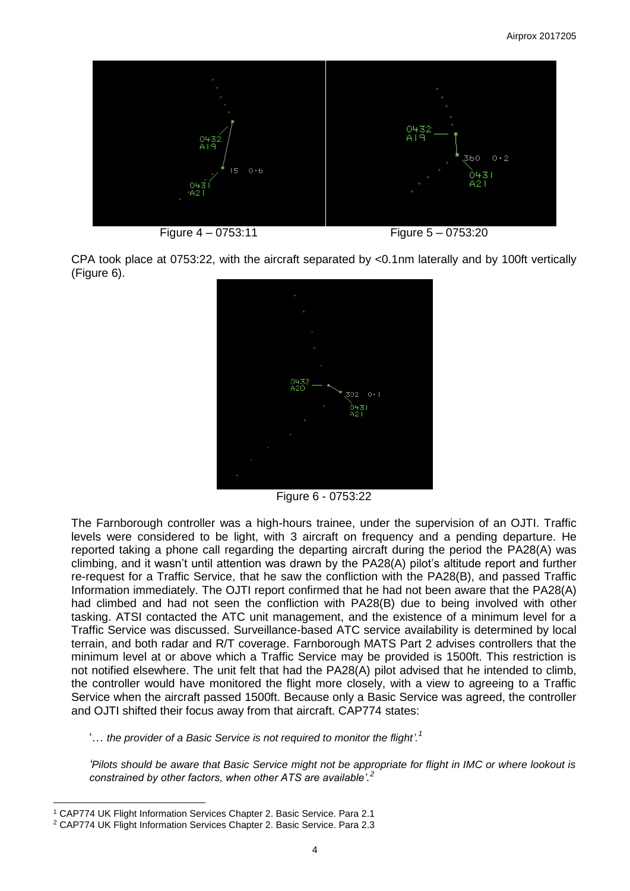Figure 4 – 0753:11

Figure 5 – 0753:20

CPA took place at 0753:22, with the aircraft separated by <0.1nm laterally and by 100ft vertically (Figure 6).

Figure 6 - 0753:22

The Farnborough controller was a high-hours trainee, under the supervision of an OJTI. Traffic levels were considered to be light, with 3 aircraft on frequency and a pending departure. He reported taking a phone call regarding the departing aircraft during the period the PA28(A) was climbing, and it wasn't until attention was drawn by the PA28(A) pilot's altitude report and further re-request for a Traffic Service, that he saw the confliction with the PA28(B), and passed Traffic Information immediately. The OJTI report confirmed that he had not been aware that the PA28(A) had climbed and had not seen the confliction with PA28(B) due to being involved with other tasking. ATSI contacted the ATC unit management, and the existence of a minimum level for a Traffic Service was discussed. Surveillance-based ATC service availability is determined by local terrain, and both radar and R/T coverage. Farnborough MATS Part 2 advises controllers that the minimum level at or above which a Traffic Service may be provided is 1500ft. This restriction is not notified elsewhere. The unit felt that had the PA28(A) pilot advised that he intended to climb, the controller would have monitored the flight more closely, with a view to agreeing to a Traffic Service when the aircraft passed 1500ft. Because only a Basic Service was agreed, the controller and OJTI shifted their focus away from that aircraft. CAP774 states:

'… *the provider of a Basic Service is not required to monitor the flight'.*[1]

*'Pilots should be aware that Basic Service might not be appropriate for flight in IMC or where lookout is constrained by other factors, when other ATS are available'.*[2]

[1] CAP774 UK Flight Information Services Chapter 2. Basic Service. Para 2.1

[2] CAP774 UK Flight Information Services Chapter 2. Basic Service. Para 2.3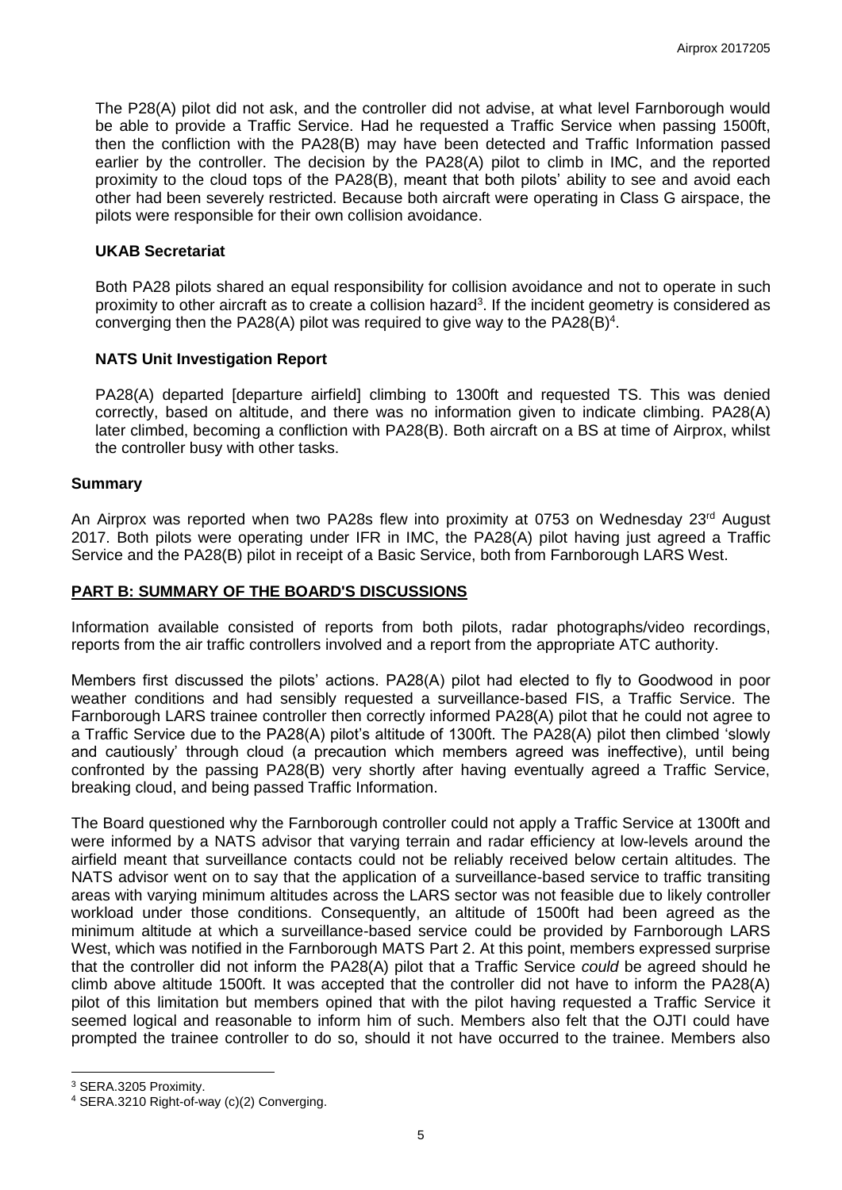The P28(A) pilot did not ask, and the controller did not advise, at what level Farnborough would be able to provide a Traffic Service. Had he requested a Traffic Service when passing 1500ft, then the confliction with the PA28(B) may have been detected and Traffic Information passed earlier by the controller. The decision by the PA28(A) pilot to climb in IMC, and the reported proximity to the cloud tops of the PA28(B), meant that both pilots' ability to see and avoid each other had been severely restricted. Because both aircraft were operating in Class G airspace, the pilots were responsible for their own collision avoidance.

### UKAB Secretariat

Both PA28 pilots shared an equal responsibility for collision avoidance and not to operate in such proximity to other aircraft as to create a collision hazard[3]. If the incident geometry is considered as converging then the PA28(A) pilot was required to give way to the PA28(B)[4].

### NATS Unit Investigation Report

PA28(A) departed [departure airfield] climbing to 1300ft and requested TS. This was denied correctly, based on altitude, and there was no information given to indicate climbing. PA28(A) later climbed, becoming a confliction with PA28(B). Both aircraft on a BS at time of Airprox, whilst the controller busy with other tasks.

## Summary

An Airprox was reported when two PA28s flew into proximity at 0753 on Wednesday 23rd August 2017. Both pilots were operating under IFR in IMC, the PA28(A) pilot having just agreed a Traffic Service and the PA28(B) pilot in receipt of a Basic Service, both from Farnborough LARS West.

## PART B: SUMMARY OF THE BOARD'S DISCUSSIONS

Information available consisted of reports from both pilots, radar photographs/video recordings, reports from the air traffic controllers involved and a report from the appropriate ATC authority.

Members first discussed the pilots' actions. PA28(A) pilot had elected to fly to Goodwood in poor weather conditions and had sensibly requested a surveillance-based FIS, a Traffic Service. The Farnborough LARS trainee controller then correctly informed PA28(A) pilot that he could not agree to a Traffic Service due to the PA28(A) pilot's altitude of 1300ft. The PA28(A) pilot then climbed 'slowly and cautiously' through cloud (a precaution which members agreed was ineffective), until being confronted by the passing PA28(B) very shortly after having eventually agreed a Traffic Service, breaking cloud, and being passed Traffic Information.

The Board questioned why the Farnborough controller could not apply a Traffic Service at 1300ft and were informed by a NATS advisor that varying terrain and radar efficiency at low-levels around the airfield meant that surveillance contacts could not be reliably received below certain altitudes. The NATS advisor went on to say that the application of a surveillance-based service to traffic transiting areas with varying minimum altitudes across the LARS sector was not feasible due to likely controller workload under those conditions. Consequently, an altitude of 1500ft had been agreed as the minimum altitude at which a surveillance-based service could be provided by Farnborough LARS West, which was notified in the Farnborough MATS Part 2. At this point, members expressed surprise that the controller did not inform the PA28(A) pilot that a Traffic Service *could* be agreed should he climb above altitude 1500ft. It was accepted that the controller did not have to inform the PA28(A) pilot of this limitation but members opined that with the pilot having requested a Traffic Service it seemed logical and reasonable to inform him of such. Members also felt that the OJTI could have prompted the trainee controller to do so, should it not have occurred to the trainee. Members also

---

[3] SERA.3205 Proximity.

[4] SERA.3210 Right-of-way (c)(2) Converging.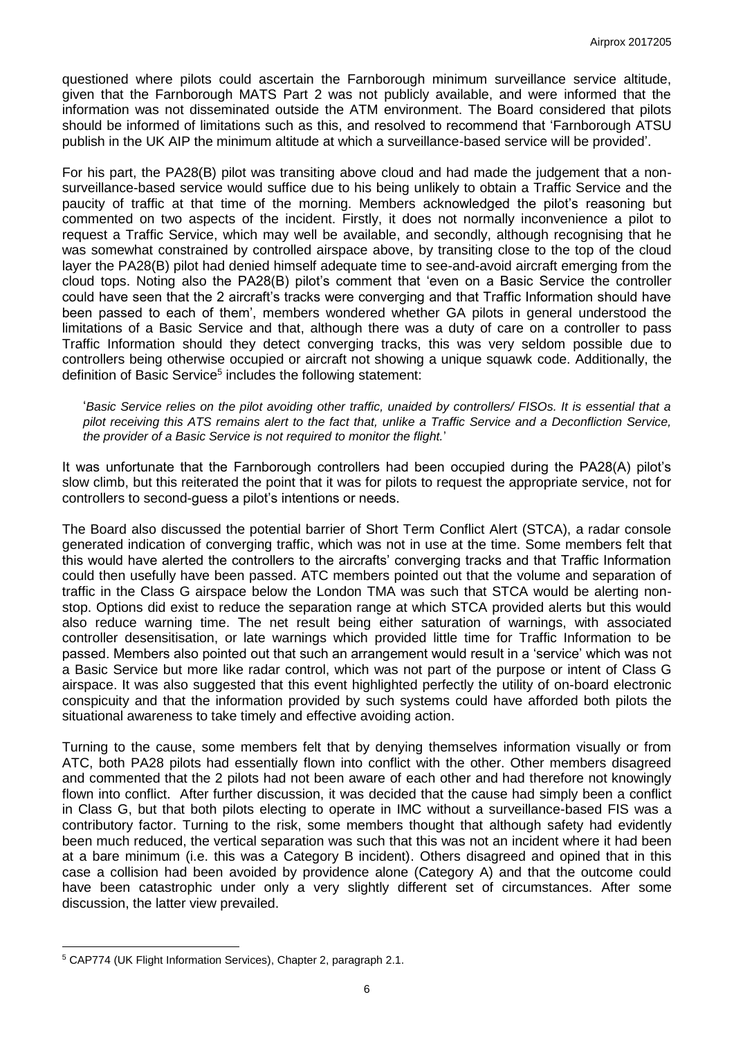questioned where pilots could ascertain the Farnborough minimum surveillance service altitude, given that the Farnborough MATS Part 2 was not publicly available, and were informed that the information was not disseminated outside the ATM environment. The Board considered that pilots should be informed of limitations such as this, and resolved to recommend that 'Farnborough ATSU publish in the UK AIP the minimum altitude at which a surveillance-based service will be provided'.

For his part, the PA28(B) pilot was transiting above cloud and had made the judgement that a non-surveillance-based service would suffice due to his being unlikely to obtain a Traffic Service and the paucity of traffic at that time of the morning. Members acknowledged the pilot's reasoning but commented on two aspects of the incident. Firstly, it does not normally inconvenience a pilot to request a Traffic Service, which may well be available, and secondly, although recognising that he was somewhat constrained by controlled airspace above, by transiting close to the top of the cloud layer the PA28(B) pilot had denied himself adequate time to see-and-avoid aircraft emerging from the cloud tops. Noting also the PA28(B) pilot's comment that 'even on a Basic Service the controller could have seen that the 2 aircraft's tracks were converging and that Traffic Information should have been passed to each of them', members wondered whether GA pilots in general understood the limitations of a Basic Service and that, although there was a duty of care on a controller to pass Traffic Information should they detect converging tracks, this was very seldom possible due to controllers being otherwise occupied or aircraft not showing a unique squawk code. Additionally, the definition of Basic Service[5] includes the following statement:

> '*Basic Service relies on the pilot avoiding other traffic, unaided by controllers/ FISOs. It is essential that a pilot receiving this ATS remains alert to the fact that, unlike a Traffic Service and a Deconfliction Service, the provider of a Basic Service is not required to monitor the flight.*'

It was unfortunate that the Farnborough controllers had been occupied during the PA28(A) pilot's slow climb, but this reiterated the point that it was for pilots to request the appropriate service, not for controllers to second-guess a pilot's intentions or needs.

The Board also discussed the potential barrier of Short Term Conflict Alert (STCA), a radar console generated indication of converging traffic, which was not in use at the time. Some members felt that this would have alerted the controllers to the aircrafts' converging tracks and that Traffic Information could then usefully have been passed. ATC members pointed out that the volume and separation of traffic in the Class G airspace below the London TMA was such that STCA would be alerting non-stop. Options did exist to reduce the separation range at which STCA provided alerts but this would also reduce warning time. The net result being either saturation of warnings, with associated controller desensitisation, or late warnings which provided little time for Traffic Information to be passed. Members also pointed out that such an arrangement would result in a 'service' which was not a Basic Service but more like radar control, which was not part of the purpose or intent of Class G airspace. It was also suggested that this event highlighted perfectly the utility of on-board electronic conspicuity and that the information provided by such systems could have afforded both pilots the situational awareness to take timely and effective avoiding action.

Turning to the cause, some members felt that by denying themselves information visually or from ATC, both PA28 pilots had essentially flown into conflict with the other. Other members disagreed and commented that the 2 pilots had not been aware of each other and had therefore not knowingly flown into conflict. After further discussion, it was decided that the cause had simply been a conflict in Class G, but that both pilots electing to operate in IMC without a surveillance-based FIS was a contributory factor. Turning to the risk, some members thought that although safety had evidently been much reduced, the vertical separation was such that this was not an incident where it had been at a bare minimum (i.e. this was a Category B incident). Others disagreed and opined that in this case a collision had been avoided by providence alone (Category A) and that the outcome could have been catastrophic under only a very slightly different set of circumstances. After some discussion, the latter view prevailed.

---

[5] CAP774 (UK Flight Information Services), Chapter 2, paragraph 2.1.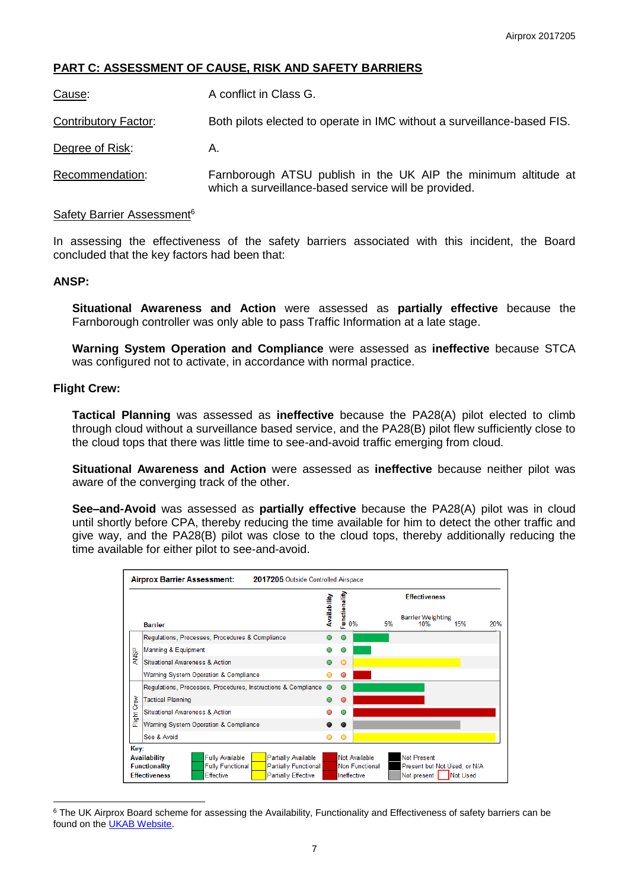## PART C: ASSESSMENT OF CAUSE, RISK AND SAFETY BARRIERS

Cause: A conflict in Class G.

Contributory Factor: Both pilots elected to operate in IMC without a surveillance-based FIS.

Degree of Risk: A.

Recommendation: Farnborough ATSU publish in the UK AIP the minimum altitude at which a surveillance-based service will be provided.

Safety Barrier Assessment[6]

In assessing the effectiveness of the safety barriers associated with this incident, the Board concluded that the key factors had been that:

**ANSP:**

**Situational Awareness and Action** were assessed as **partially effective** because the Farnborough controller was only able to pass Traffic Information at a late stage.

**Warning System Operation and Compliance** were assessed as **ineffective** because STCA was configured not to activate, in accordance with normal practice.

**Flight Crew:**

**Tactical Planning** was assessed as **ineffective** because the PA28(A) pilot elected to climb through cloud without a surveillance based service, and the PA28(B) pilot flew sufficiently close to the cloud tops that there was little time to see-and-avoid traffic emerging from cloud.

**Situational Awareness and Action** were assessed as **ineffective** because neither pilot was aware of the converging track of the other.

**See–and-Avoid** was assessed as **partially effective** because the PA28(A) pilot was in cloud until shortly before CPA, thereby reducing the time available for him to detect the other traffic and give way, and the PA28(B) pilot was close to the cloud tops, thereby additionally reducing the time available for either pilot to see-and-avoid.

Airprox Barrier Assessment: 2017205 Outside Controlled Airspace

Barrier | Availability | Functionality | Effectiveness

Barrier Weighting 0% 5% 10% 15% 20%

ANSP
Regulations, Processes, Procedures & Compliance
Manning & Equipment
Situational Awareness & Action
Warning System Operation & Compliance

Flight Crew
Regulations, Processes, Procedures, Instructions & Compliance
Tactical Planning
Situational Awareness & Action
Warning System Operation & Compliance
See & Avoid

Key:
Availability: Fully Available, Partially Available, Not Available, Not Present
Functionality: Fully Functional, Partially Functional, Non Functional, Present but Not Used, or N/A
Effectiveness: Effective, Partially Effective, Ineffective, Not present, Not Used

---

[6] The UK Airprox Board scheme for assessing the Availability, Functionality and Effectiveness of safety barriers can be found on the UKAB Website.